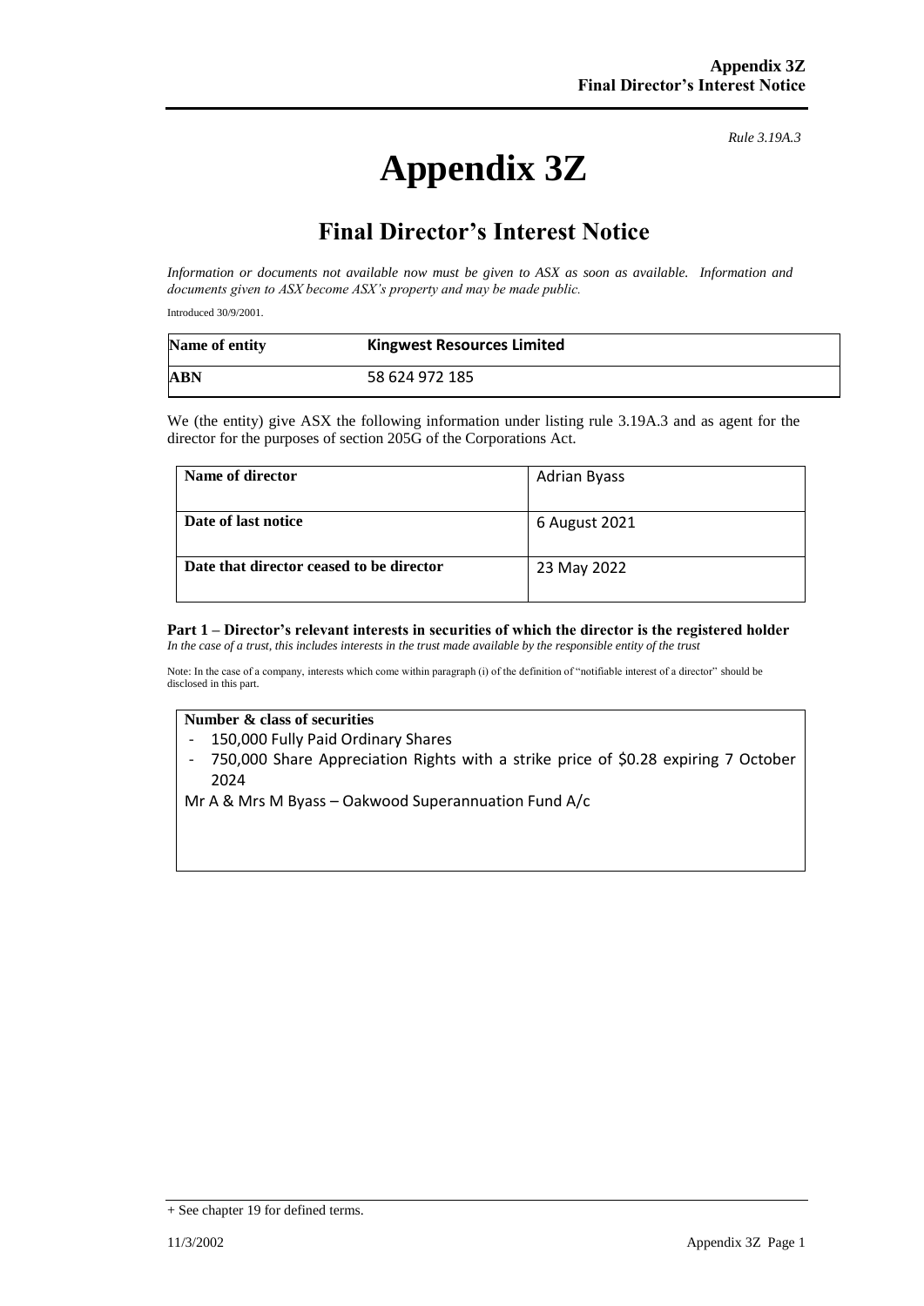*Rule 3.19A.3*

# Appendix 3Z

## Final Director's Interest Notice

*Information or documents not available now must be given to ASX as soon as available. Information and documents given to ASX become ASX's property and may be made public.*

Introduced 30/9/2001.

| **Name of entity** | **Kingwest Resources Limited** |
|---|---|
| **ABN** | 58 624 972 185 |

We (the entity) give ASX the following information under listing rule 3.19A.3 and as agent for the director for the purposes of section 205G of the Corporations Act.

| **Name of director** | Adrian Byass |
|---|---|
| **Date of last notice** | 6 August 2021 |
| **Date that director ceased to be director** | 23 May 2022 |

**Part 1 – Director's relevant interests in securities of which the director is the registered holder**
*In the case of a trust, this includes interests in the trust made available by the responsible entity of the trust*

Note: In the case of a company, interests which come within paragraph (i) of the definition of "notifiable interest of a director" should be disclosed in this part.

| **Number & class of securities** |
|---|
| - 150,000 Fully Paid Ordinary Shares<br>- 750,000 Share Appreciation Rights with a strike price of \$0.28 expiring 7 October 2024<br><br>Mr A & Mrs M Byass – Oakwood Superannuation Fund A/c |

+ See chapter 19 for defined terms.

11/3/2002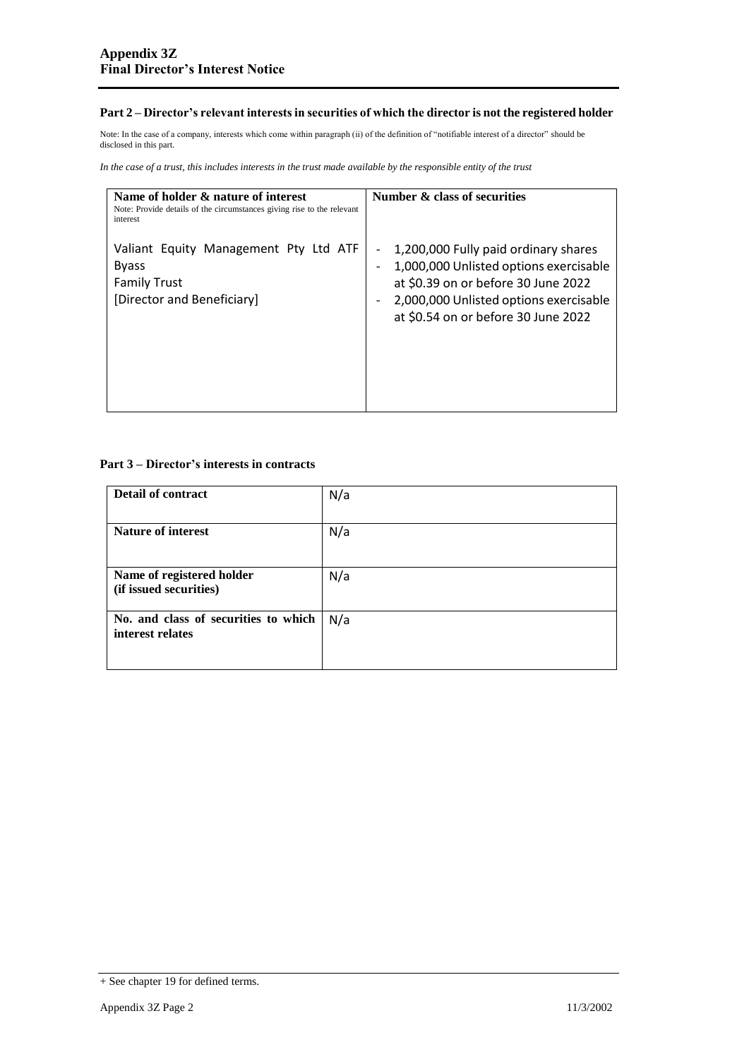## Part 2 – Director's relevant interests in securities of which the director is not the registered holder

Note: In the case of a company, interests which come within paragraph (ii) of the definition of "notifiable interest of a director" should be disclosed in this part.

*In the case of a trust, this includes interests in the trust made available by the responsible entity of the trust*

| **Name of holder & nature of interest**<br>Note: Provide details of the circumstances giving rise to the relevant interest | **Number & class of securities** |
|---|---|
| Valiant Equity Management Pty Ltd ATF Byass Family Trust<br>[Director and Beneficiary] | - 1,200,000 Fully paid ordinary shares<br>- 1,000,000 Unlisted options exercisable at $0.39 on or before 30 June 2022<br>- 2,000,000 Unlisted options exercisable at $0.54 on or before 30 June 2022 |

## Part 3 – Director's interests in contracts

| | |
|---|---|
| **Detail of contract** | N/a |
| **Nature of interest** | N/a |
| **Name of registered holder (if issued securities)** | N/a |
| **No. and class of securities to which interest relates** | N/a |

+ See chapter 19 for defined terms.